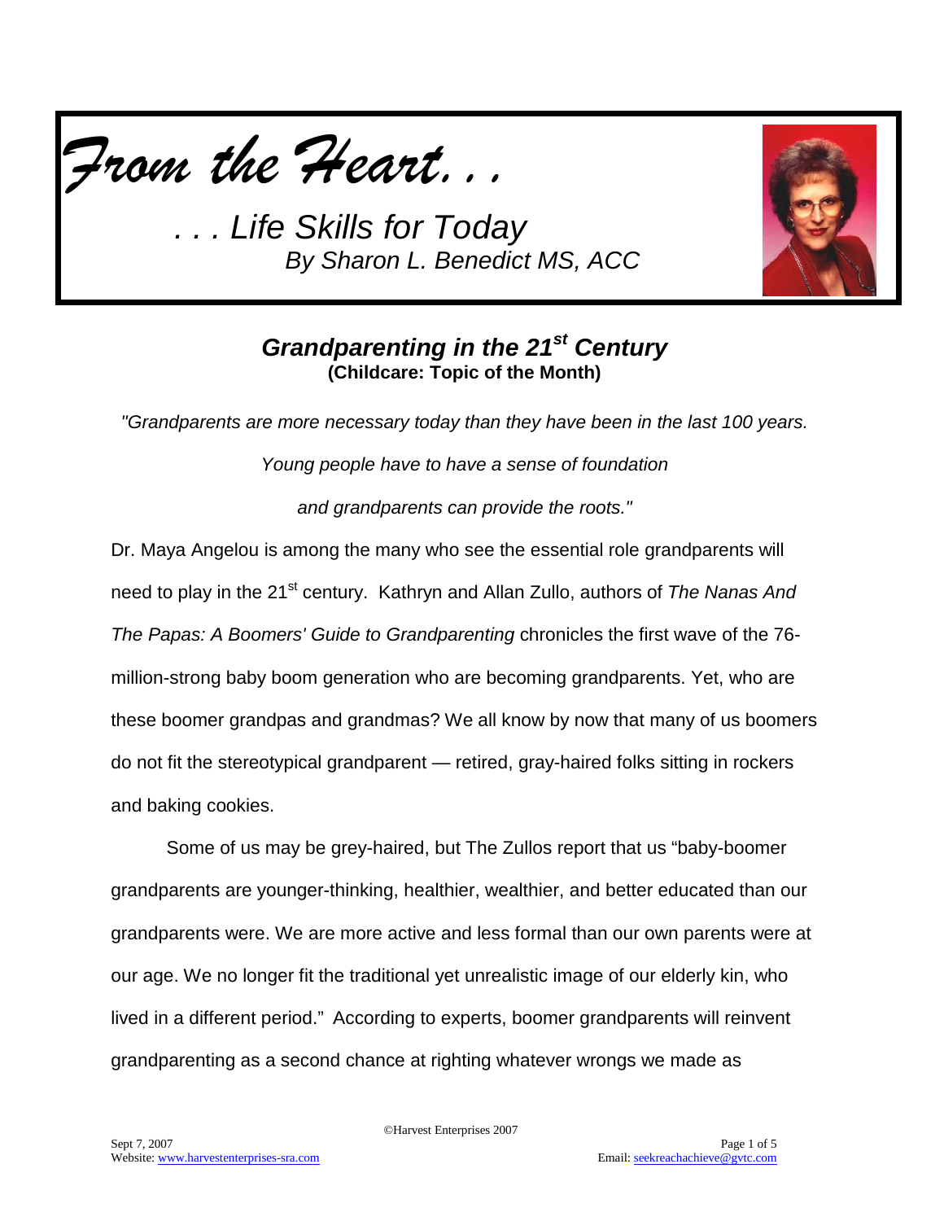# *From the Heart. . .*

*. . . Life Skills for Today*

*By Sharon L. Benedict MS, ACC*

## *Grandparenting in the 21st Century*

**(Childcare: Topic of the Month)**

*"Grandparents are more necessary today than they have been in the last 100 years.*

*Young people have to have a sense of foundation*

*and grandparents can provide the roots."*

Dr. Maya Angelou is among the many who see the essential role grandparents will need to play in the 21st century. Kathryn and Allan Zullo, authors of *The Nanas And The Papas: A Boomers' Guide to Grandparenting* chronicles the first wave of the 76-million-strong baby boom generation who are becoming grandparents. Yet, who are these boomer grandpas and grandmas? We all know by now that many of us boomers do not fit the stereotypical grandparent — retired, gray-haired folks sitting in rockers and baking cookies.

Some of us may be grey-haired, but The Zullos report that us "baby-boomer grandparents are younger-thinking, healthier, wealthier, and better educated than our grandparents were. We are more active and less formal than our own parents were at our age. We no longer fit the traditional yet unrealistic image of our elderly kin, who lived in a different period." According to experts, boomer grandparents will reinvent grandparenting as a second chance at righting whatever wrongs we made as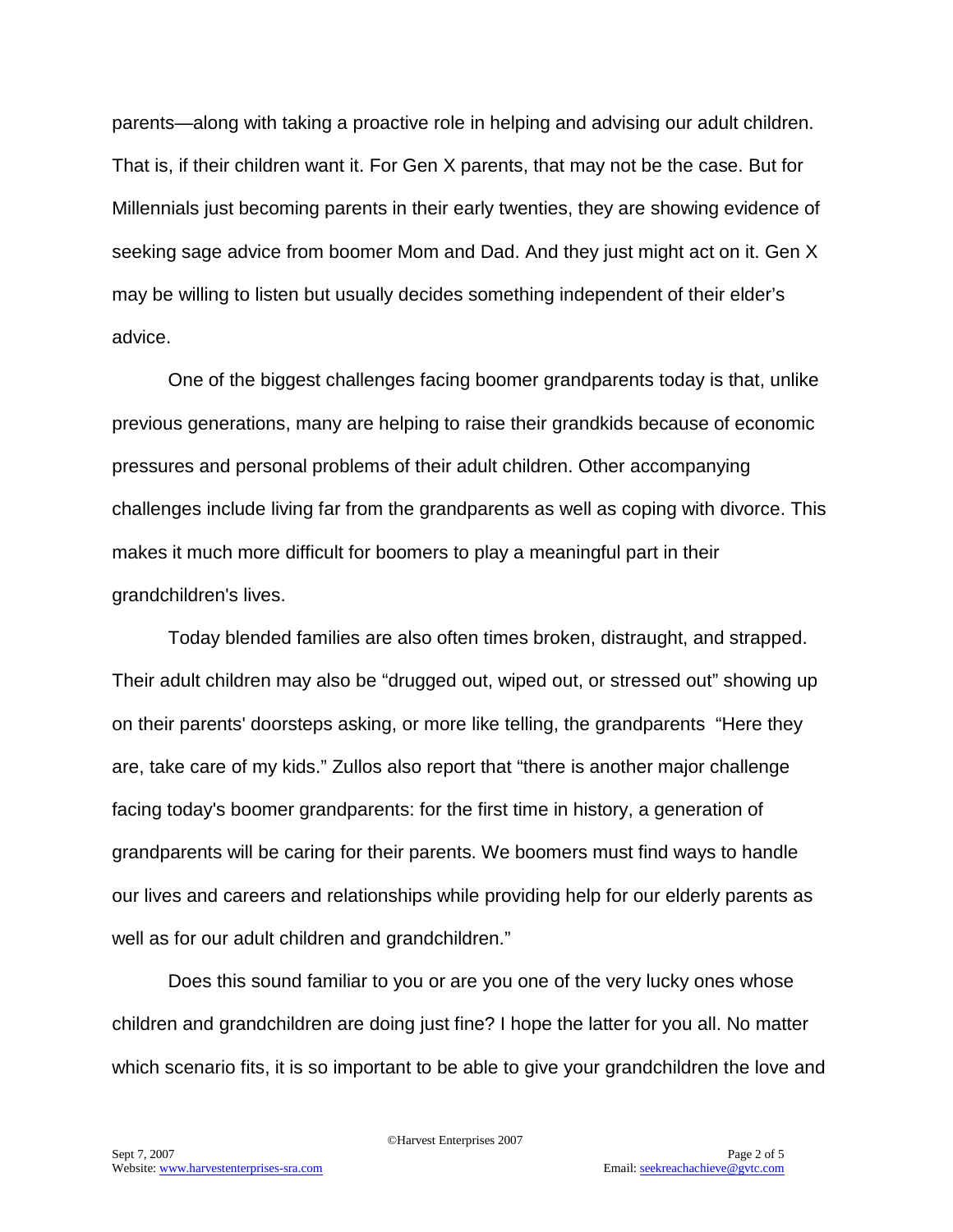parents—along with taking a proactive role in helping and advising our adult children. That is, if their children want it. For Gen X parents, that may not be the case. But for Millennials just becoming parents in their early twenties, they are showing evidence of seeking sage advice from boomer Mom and Dad. And they just might act on it. Gen X may be willing to listen but usually decides something independent of their elder's advice.

One of the biggest challenges facing boomer grandparents today is that, unlike previous generations, many are helping to raise their grandkids because of economic pressures and personal problems of their adult children. Other accompanying challenges include living far from the grandparents as well as coping with divorce. This makes it much more difficult for boomers to play a meaningful part in their grandchildren's lives.

Today blended families are also often times broken, distraught, and strapped. Their adult children may also be "drugged out, wiped out, or stressed out" showing up on their parents' doorsteps asking, or more like telling, the grandparents "Here they are, take care of my kids." Zullos also report that "there is another major challenge facing today's boomer grandparents: for the first time in history, a generation of grandparents will be caring for their parents. We boomers must find ways to handle our lives and careers and relationships while providing help for our elderly parents as well as for our adult children and grandchildren."

Does this sound familiar to you or are you one of the very lucky ones whose children and grandchildren are doing just fine? I hope the latter for you all. No matter which scenario fits, it is so important to be able to give your grandchildren the love and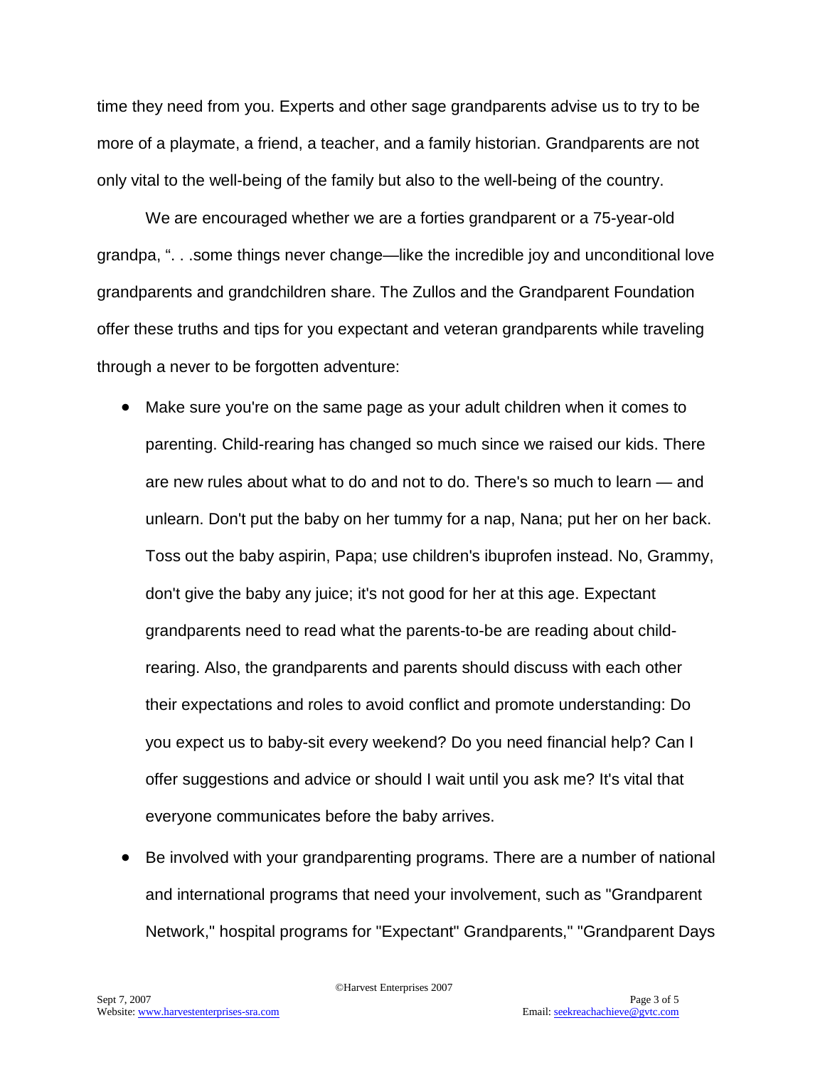time they need from you. Experts and other sage grandparents advise us to try to be more of a playmate, a friend, a teacher, and a family historian. Grandparents are not only vital to the well-being of the family but also to the well-being of the country.

We are encouraged whether we are a forties grandparent or a 75-year-old grandpa, ". . .some things never change—like the incredible joy and unconditional love grandparents and grandchildren share. The Zullos and the Grandparent Foundation offer these truths and tips for you expectant and veteran grandparents while traveling through a never to be forgotten adventure:

- Make sure you're on the same page as your adult children when it comes to parenting. Child-rearing has changed so much since we raised our kids. There are new rules about what to do and not to do. There's so much to learn — and unlearn. Don't put the baby on her tummy for a nap, Nana; put her on her back. Toss out the baby aspirin, Papa; use children's ibuprofen instead. No, Grammy, don't give the baby any juice; it's not good for her at this age. Expectant grandparents need to read what the parents-to-be are reading about child-rearing. Also, the grandparents and parents should discuss with each other their expectations and roles to avoid conflict and promote understanding: Do you expect us to baby-sit every weekend? Do you need financial help? Can I offer suggestions and advice or should I wait until you ask me? It's vital that everyone communicates before the baby arrives.
- Be involved with your grandparenting programs. There are a number of national and international programs that need your involvement, such as "Grandparent Network," hospital programs for "Expectant" Grandparents," "Grandparent Days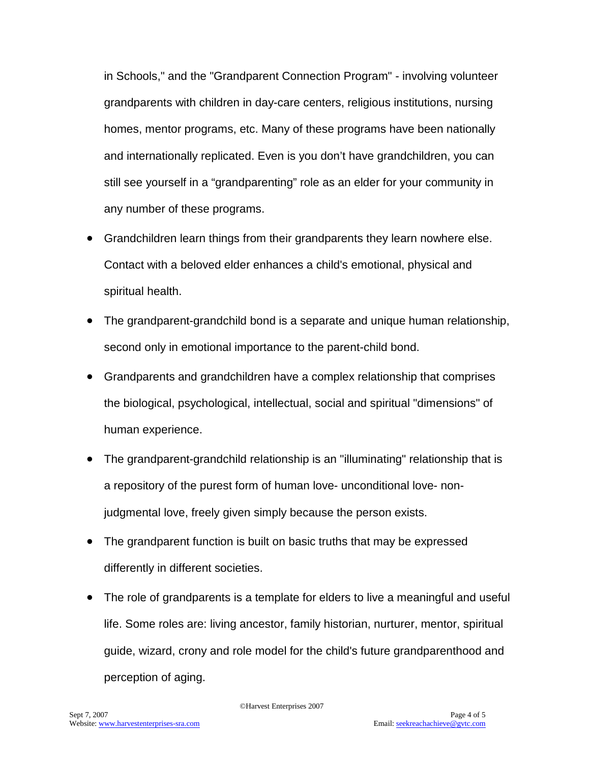in Schools," and the "Grandparent Connection Program" - involving volunteer grandparents with children in day-care centers, religious institutions, nursing homes, mentor programs, etc. Many of these programs have been nationally and internationally replicated. Even is you don't have grandchildren, you can still see yourself in a "grandparenting" role as an elder for your community in any number of these programs.

- Grandchildren learn things from their grandparents they learn nowhere else. Contact with a beloved elder enhances a child's emotional, physical and spiritual health.
- The grandparent-grandchild bond is a separate and unique human relationship, second only in emotional importance to the parent-child bond.
- Grandparents and grandchildren have a complex relationship that comprises the biological, psychological, intellectual, social and spiritual "dimensions" of human experience.
- The grandparent-grandchild relationship is an "illuminating" relationship that is a repository of the purest form of human love- unconditional love- non-judgmental love, freely given simply because the person exists.
- The grandparent function is built on basic truths that may be expressed differently in different societies.
- The role of grandparents is a template for elders to live a meaningful and useful life. Some roles are: living ancestor, family historian, nurturer, mentor, spiritual guide, wizard, crony and role model for the child's future grandparenthood and perception of aging.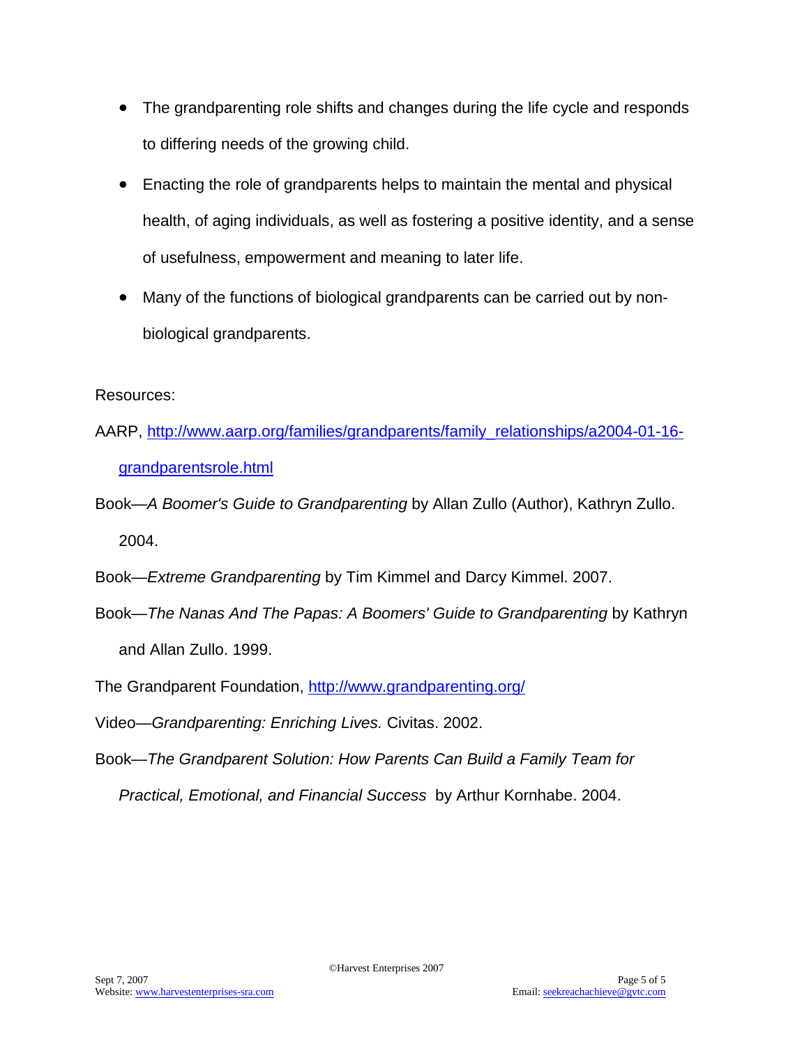- The grandparenting role shifts and changes during the life cycle and responds to differing needs of the growing child.
- Enacting the role of grandparents helps to maintain the mental and physical health, of aging individuals, as well as fostering a positive identity, and a sense of usefulness, empowerment and meaning to later life.
- Many of the functions of biological grandparents can be carried out by non-biological grandparents.

Resources:

AARP, [http://www.aarp.org/families/grandparents/family_relationships/a2004-01-16-grandparentsrole.html](http://www.aarp.org/families/grandparents/family_relationships/a2004-01-16-grandparentsrole.html)

Book—*A Boomer's Guide to Grandparenting* by Allan Zullo (Author), Kathryn Zullo. 2004.

Book—*Extreme Grandparenting* by Tim Kimmel and Darcy Kimmel. 2007.

Book—*The Nanas And The Papas: A Boomers' Guide to Grandparenting* by Kathryn and Allan Zullo. 1999.

The Grandparent Foundation, [http://www.grandparenting.org/](http://www.grandparenting.org/)

Video—*Grandparenting: Enriching Lives.* Civitas. 2002.

Book—*The Grandparent Solution: How Parents Can Build a Family Team for Practical, Emotional, and Financial Success* by Arthur Kornhabe. 2004.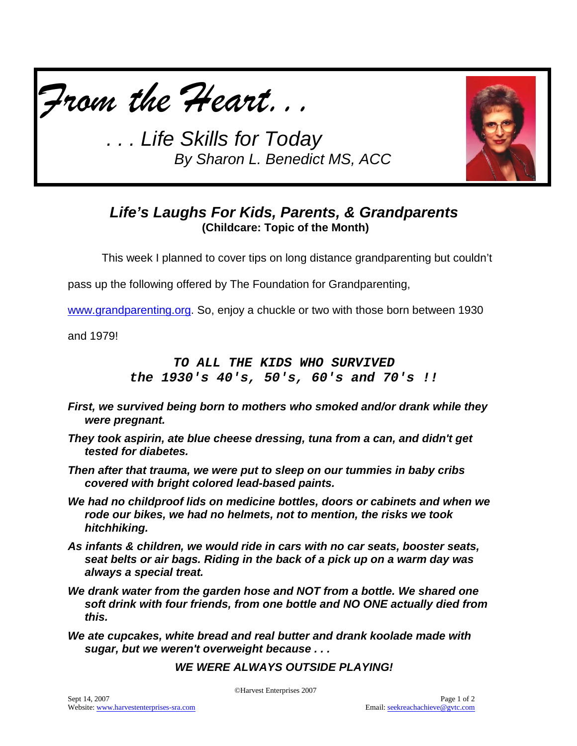# *From the Heart. . .*

## *. . . Life Skills for Today*

*By Sharon L. Benedict MS, ACC*

### *Life's Laughs For Kids, Parents, & Grandparents*

**(Childcare: Topic of the Month)**

This week I planned to cover tips on long distance grandparenting but couldn't pass up the following offered by The Foundation for Grandparenting, www.grandparenting.org. So, enjoy a chuckle or two with those born between 1930 and 1979!

***TO ALL THE KIDS WHO SURVIVED***
***the 1930's 40's, 50's, 60's and 70's !!***

***First, we survived being born to mothers who smoked and/or drank while they were pregnant.***

***They took aspirin, ate blue cheese dressing, tuna from a can, and didn't get tested for diabetes.***

***Then after that trauma, we were put to sleep on our tummies in baby cribs covered with bright colored lead-based paints.***

***We had no childproof lids on medicine bottles, doors or cabinets and when we rode our bikes, we had no helmets, not to mention, the risks we took hitchhiking.***

***As infants & children, we would ride in cars with no car seats, booster seats, seat belts or air bags. Riding in the back of a pick up on a warm day was always a special treat.***

***We drank water from the garden hose and NOT from a bottle. We shared one soft drink with four friends, from one bottle and NO ONE actually died from this.***

***We ate cupcakes, white bread and real butter and drank koolade made with sugar, but we weren't overweight because . . .***

***WE WERE ALWAYS OUTSIDE PLAYING!***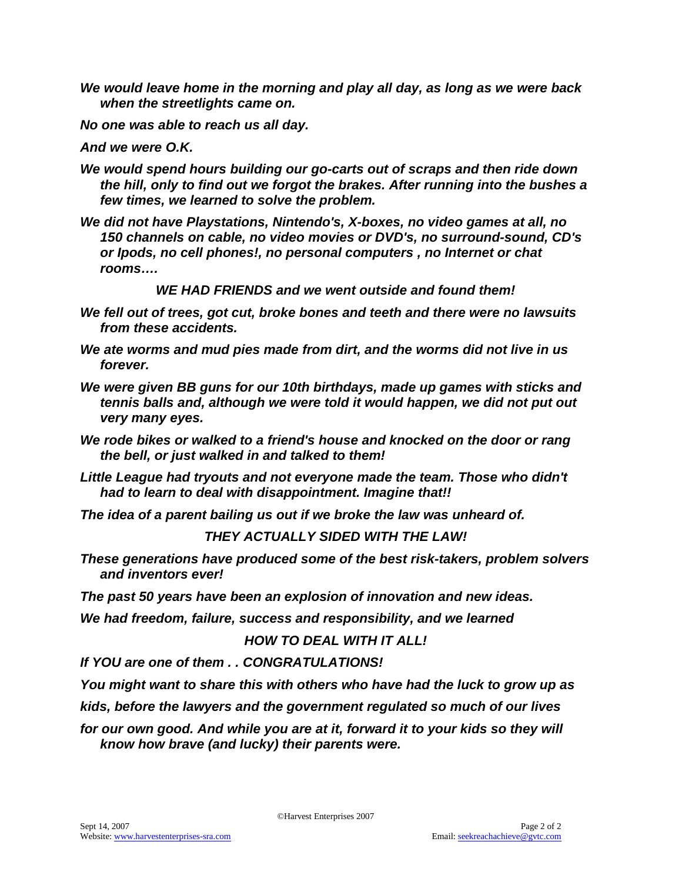*We would leave home in the morning and play all day, as long as we were back when the streetlights came on.*

*No one was able to reach us all day.*

*And we were O.K.*

*We would spend hours building our go-carts out of scraps and then ride down the hill, only to find out we forgot the brakes. After running into the bushes a few times, we learned to solve the problem.*

*We did not have Playstations, Nintendo's, X-boxes, no video games at all, no 150 channels on cable, no video movies or DVD's, no surround-sound, CD's or Ipods, no cell phones!, no personal computers , no Internet or chat rooms….*

*WE HAD FRIENDS and we went outside and found them!*

*We fell out of trees, got cut, broke bones and teeth and there were no lawsuits from these accidents.*

*We ate worms and mud pies made from dirt, and the worms did not live in us forever.*

*We were given BB guns for our 10th birthdays, made up games with sticks and tennis balls and, although we were told it would happen, we did not put out very many eyes.*

*We rode bikes or walked to a friend's house and knocked on the door or rang the bell, or just walked in and talked to them!*

*Little League had tryouts and not everyone made the team. Those who didn't had to learn to deal with disappointment. Imagine that!!*

*The idea of a parent bailing us out if we broke the law was unheard of.*

*THEY ACTUALLY SIDED WITH THE LAW!*

*These generations have produced some of the best risk-takers, problem solvers and inventors ever!*

*The past 50 years have been an explosion of innovation and new ideas.*

*We had freedom, failure, success and responsibility, and we learned*

*HOW TO DEAL WITH IT ALL!*

*If YOU are one of them . . CONGRATULATIONS!*

*You might want to share this with others who have had the luck to grow up as kids, before the lawyers and the government regulated so much of our lives for our own good. And while you are at it, forward it to your kids so they will know how brave (and lucky) their parents were.*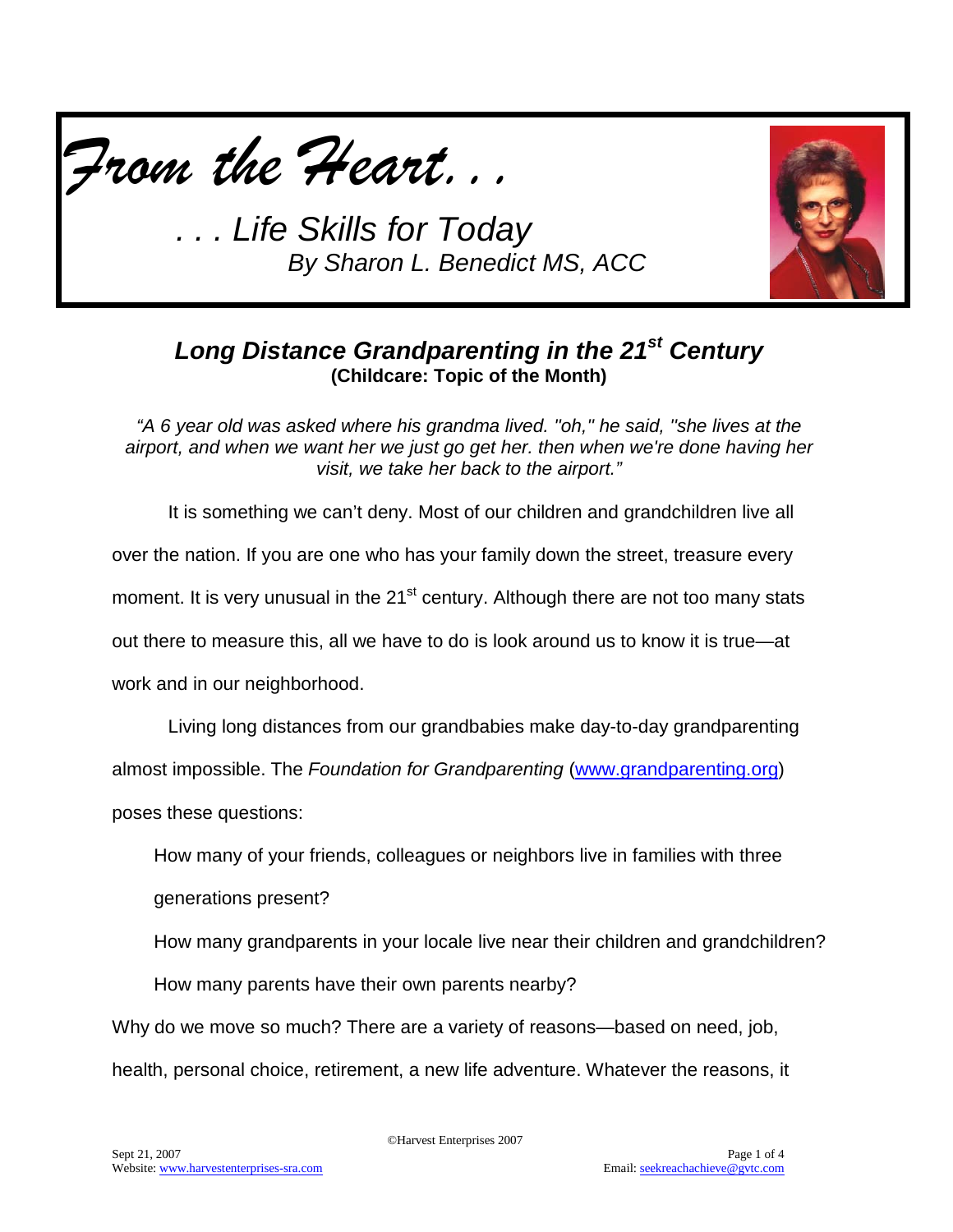*From the Heart. . .*

*. . . Life Skills for Today*
*By Sharon L. Benedict MS, ACC*

## *Long Distance Grandparenting in the 21st Century*
**(Childcare: Topic of the Month)**

*"A 6 year old was asked where his grandma lived. "oh," he said, "she lives at the airport, and when we want her we just go get her. then when we're done having her visit, we take her back to the airport."*

It is something we can't deny. Most of our children and grandchildren live all over the nation. If you are one who has your family down the street, treasure every moment. It is very unusual in the 21st century. Although there are not too many stats out there to measure this, all we have to do is look around us to know it is true—at work and in our neighborhood.

Living long distances from our grandbabies make day-to-day grandparenting almost impossible. The *Foundation for Grandparenting* (www.grandparenting.org) poses these questions:

How many of your friends, colleagues or neighbors live in families with three generations present?

How many grandparents in your locale live near their children and grandchildren?

How many parents have their own parents nearby?

Why do we move so much? There are a variety of reasons—based on need, job, health, personal choice, retirement, a new life adventure. Whatever the reasons, it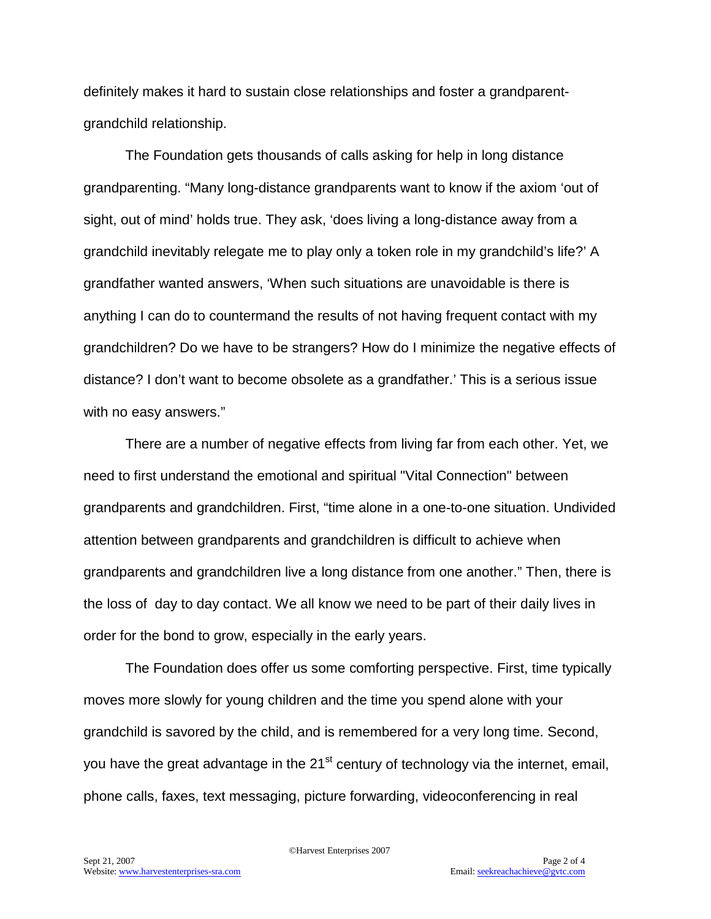definitely makes it hard to sustain close relationships and foster a grandparent-grandchild relationship.

The Foundation gets thousands of calls asking for help in long distance grandparenting. "Many long-distance grandparents want to know if the axiom 'out of sight, out of mind' holds true. They ask, 'does living a long-distance away from a grandchild inevitably relegate me to play only a token role in my grandchild's life?' A grandfather wanted answers, 'When such situations are unavoidable is there is anything I can do to countermand the results of not having frequent contact with my grandchildren? Do we have to be strangers? How do I minimize the negative effects of distance? I don't want to become obsolete as a grandfather.' This is a serious issue with no easy answers."

There are a number of negative effects from living far from each other. Yet, we need to first understand the emotional and spiritual "Vital Connection" between grandparents and grandchildren. First, "time alone in a one-to-one situation. Undivided attention between grandparents and grandchildren is difficult to achieve when grandparents and grandchildren live a long distance from one another." Then, there is the loss of day to day contact. We all know we need to be part of their daily lives in order for the bond to grow, especially in the early years.

The Foundation does offer us some comforting perspective. First, time typically moves more slowly for young children and the time you spend alone with your grandchild is savored by the child, and is remembered for a very long time. Second, you have the great advantage in the 21st century of technology via the internet, email, phone calls, faxes, text messaging, picture forwarding, videoconferencing in real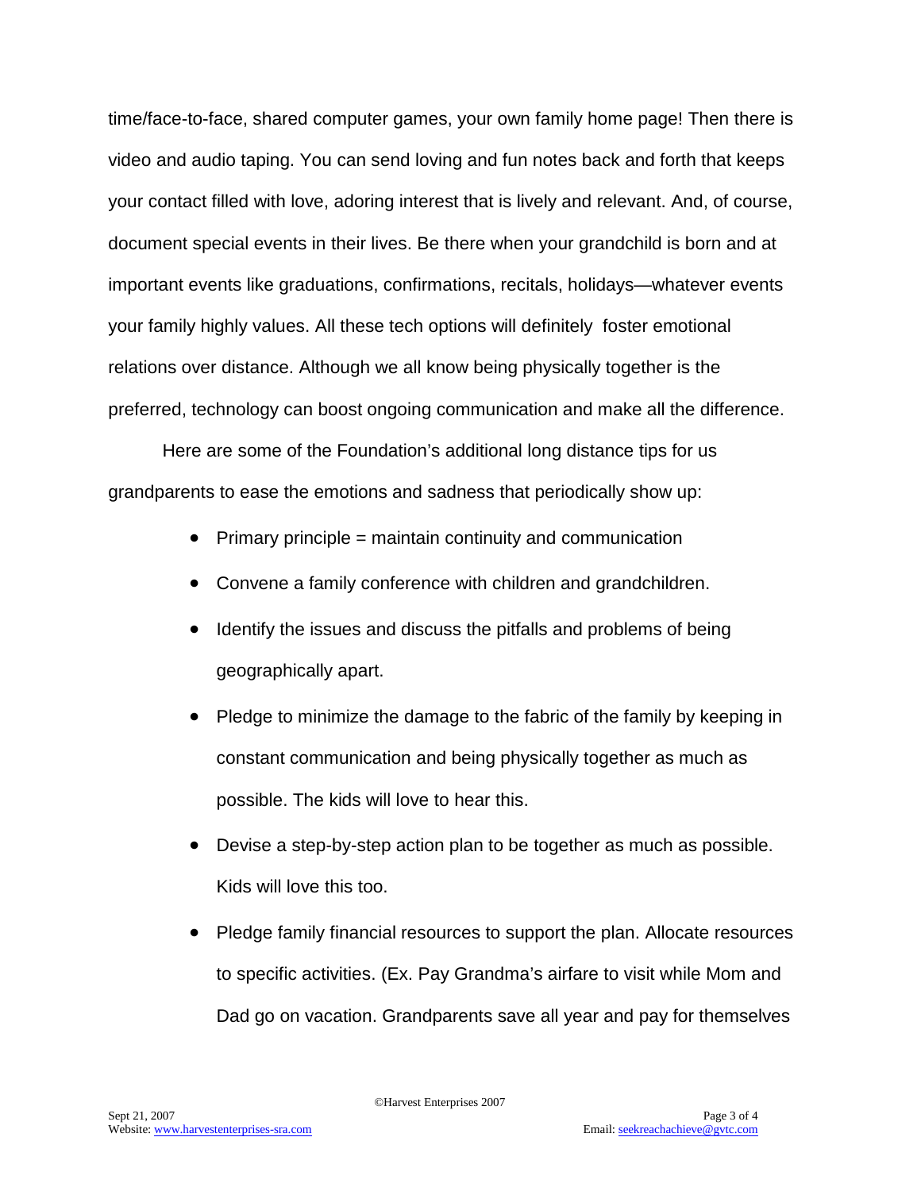time/face-to-face, shared computer games, your own family home page! Then there is video and audio taping. You can send loving and fun notes back and forth that keeps your contact filled with love, adoring interest that is lively and relevant. And, of course, document special events in their lives. Be there when your grandchild is born and at important events like graduations, confirmations, recitals, holidays—whatever events your family highly values. All these tech options will definitely foster emotional relations over distance. Although we all know being physically together is the preferred, technology can boost ongoing communication and make all the difference.

Here are some of the Foundation's additional long distance tips for us grandparents to ease the emotions and sadness that periodically show up:

- Primary principle = maintain continuity and communication
- Convene a family conference with children and grandchildren.
- Identify the issues and discuss the pitfalls and problems of being geographically apart.
- Pledge to minimize the damage to the fabric of the family by keeping in constant communication and being physically together as much as possible. The kids will love to hear this.
- Devise a step-by-step action plan to be together as much as possible. Kids will love this too.
- Pledge family financial resources to support the plan. Allocate resources to specific activities. (Ex. Pay Grandma's airfare to visit while Mom and Dad go on vacation. Grandparents save all year and pay for themselves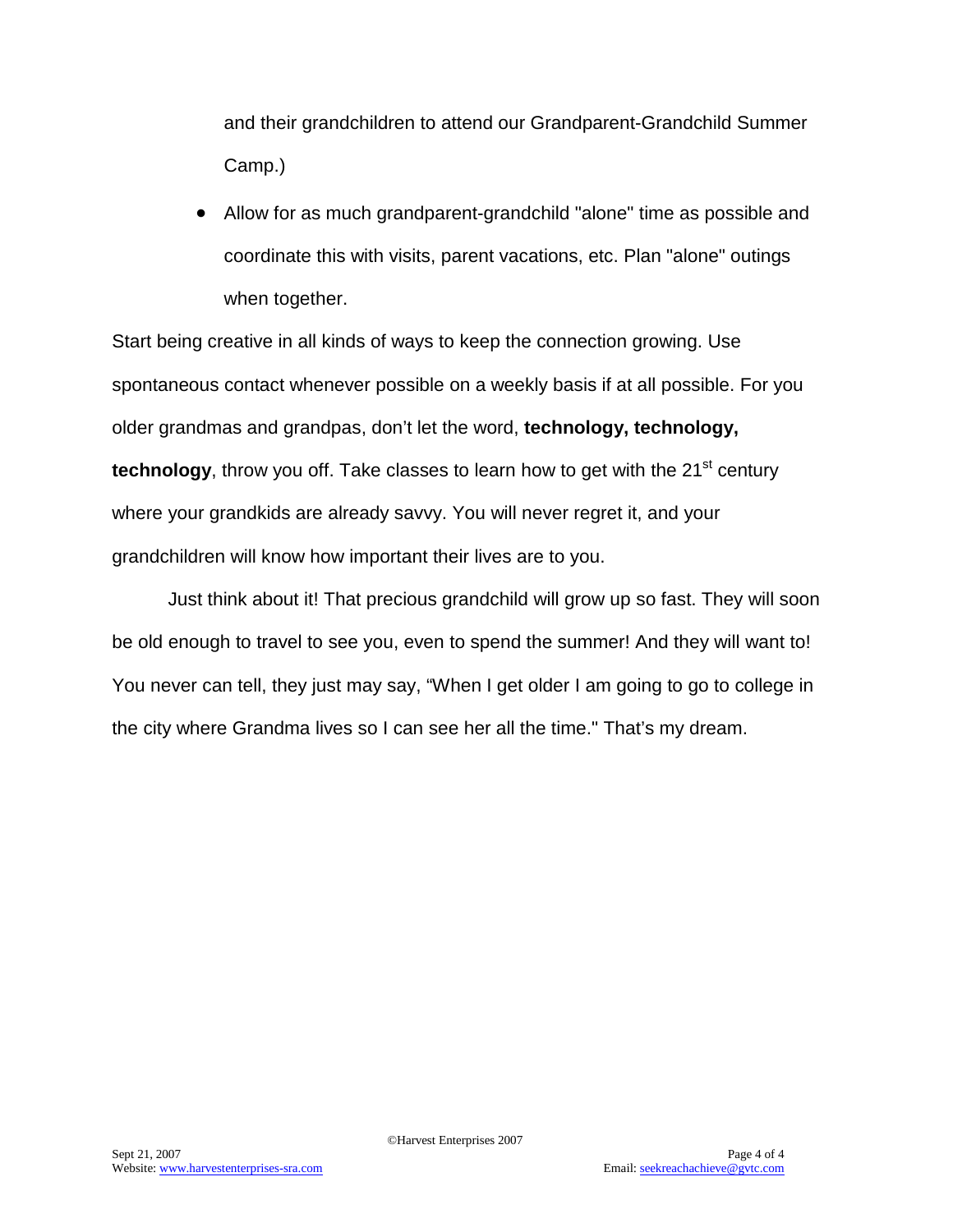and their grandchildren to attend our Grandparent-Grandchild Summer Camp.)

- Allow for as much grandparent-grandchild "alone" time as possible and coordinate this with visits, parent vacations, etc. Plan "alone" outings when together.

Start being creative in all kinds of ways to keep the connection growing. Use spontaneous contact whenever possible on a weekly basis if at all possible. For you older grandmas and grandpas, don't let the word, **technology, technology, technology**, throw you off. Take classes to learn how to get with the 21st century where your grandkids are already savvy. You will never regret it, and your grandchildren will know how important their lives are to you.

Just think about it! That precious grandchild will grow up so fast. They will soon be old enough to travel to see you, even to spend the summer! And they will want to! You never can tell, they just may say, "When I get older I am going to go to college in the city where Grandma lives so I can see her all the time." That's my dream.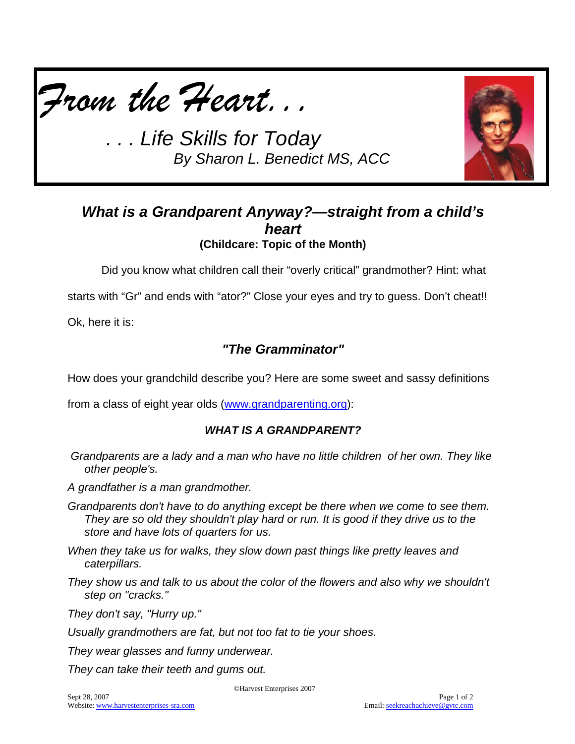# *From the Heart. . .*

*. . . Life Skills for Today*
*By Sharon L. Benedict MS, ACC*

## *What is a Grandparent Anyway?—straight from a child's heart*

**(Childcare: Topic of the Month)**

Did you know what children call their "overly critical" grandmother? Hint: what starts with "Gr" and ends with "ator?" Close your eyes and try to guess. Don't cheat!! Ok, here it is:

### *"The Gramminator"*

How does your grandchild describe you? Here are some sweet and sassy definitions from a class of eight year olds (www.grandparenting.org):

#### *WHAT IS A GRANDPARENT?*

*Grandparents are a lady and a man who have no little children of her own. They like other people's.*

*A grandfather is a man grandmother.*

*Grandparents don't have to do anything except be there when we come to see them. They are so old they shouldn't play hard or run. It is good if they drive us to the store and have lots of quarters for us.*

*When they take us for walks, they slow down past things like pretty leaves and caterpillars.*

*They show us and talk to us about the color of the flowers and also why we shouldn't step on "cracks."*

*They don't say, "Hurry up."*

*Usually grandmothers are fat, but not too fat to tie your shoes.*

*They wear glasses and funny underwear.*

*They can take their teeth and gums out.*

©Harvest Enterprises 2007

Sept 28, 2007
Website: www.harvestenterprises-sra.com
Email: seekreachachieve@gvtc.com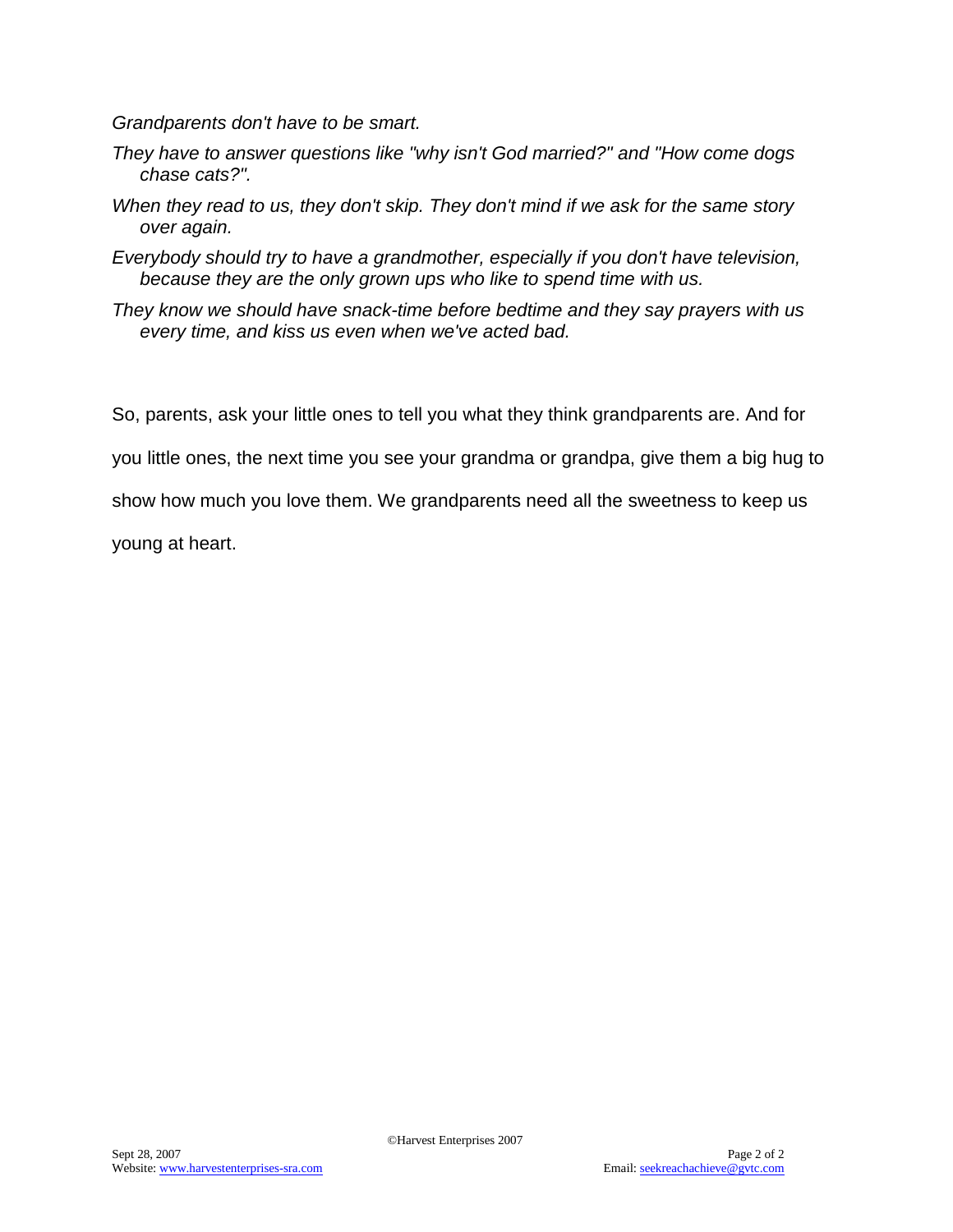*Grandparents don't have to be smart.*

*They have to answer questions like "why isn't God married?" and "How come dogs chase cats?".*

*When they read to us, they don't skip. They don't mind if we ask for the same story over again.*

*Everybody should try to have a grandmother, especially if you don't have television, because they are the only grown ups who like to spend time with us.*

*They know we should have snack-time before bedtime and they say prayers with us every time, and kiss us even when we've acted bad.*

So, parents, ask your little ones to tell you what they think grandparents are. And for you little ones, the next time you see your grandma or grandpa, give them a big hug to show how much you love them. We grandparents need all the sweetness to keep us young at heart.